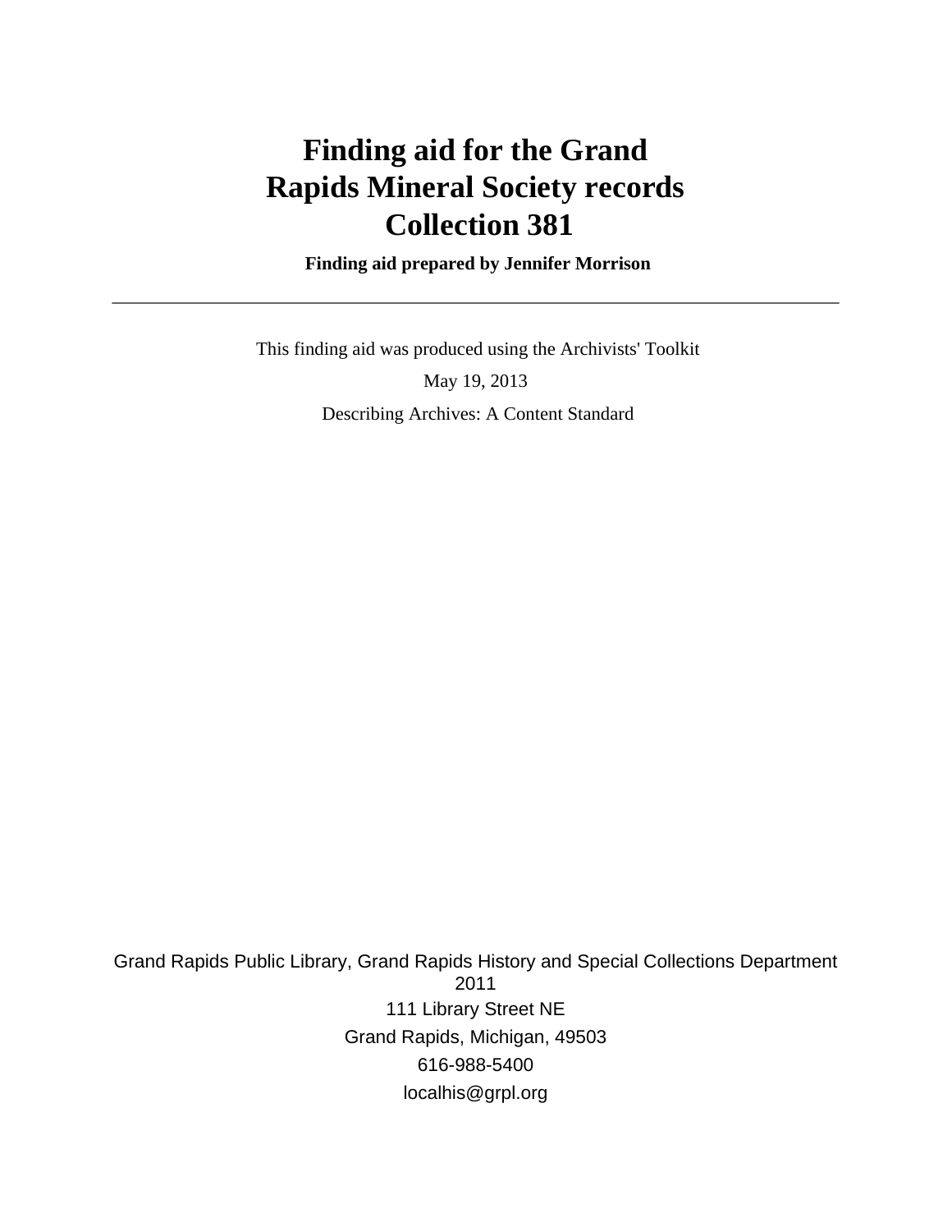# Finding aid for the Grand Rapids Mineral Society records Collection 381

**Finding aid prepared by Jennifer Morrison**

---

This finding aid was produced using the Archivists' Toolkit

May 19, 2013

Describing Archives: A Content Standard

Grand Rapids Public Library, Grand Rapids History and Special Collections Department
2011

111 Library Street NE

Grand Rapids, Michigan, 49503

616-988-5400

localhis@grpl.org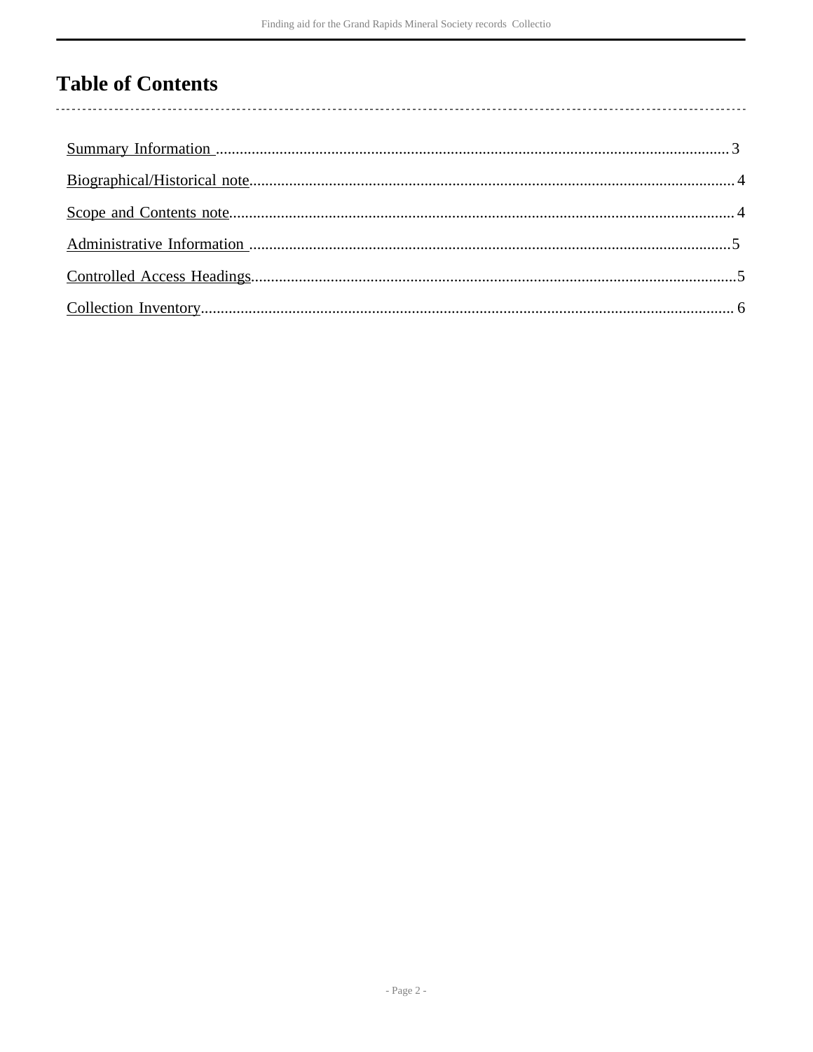# Table of Contents

Summary Information ................................................................................................................................ 3

Biographical/Historical note........................................................................................................................ 4

Scope and Contents note............................................................................................................................. 4

Administrative Information ....................................................................................................................... 5

Controlled Access Headings........................................................................................................................5

Collection Inventory.................................................................................................................................... 6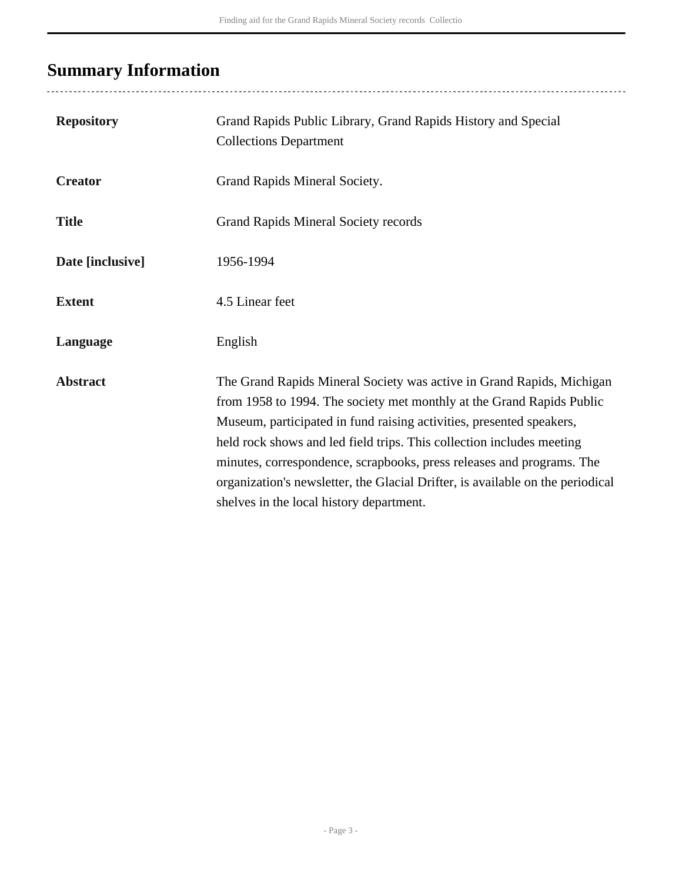## Summary Information

| | |
|---|---|
| **Repository** | Grand Rapids Public Library, Grand Rapids History and Special Collections Department |
| **Creator** | Grand Rapids Mineral Society. |
| **Title** | Grand Rapids Mineral Society records |
| **Date [inclusive]** | 1956-1994 |
| **Extent** | 4.5 Linear feet |
| **Language** | English |
| **Abstract** | The Grand Rapids Mineral Society was active in Grand Rapids, Michigan from 1958 to 1994. The society met monthly at the Grand Rapids Public Museum, participated in fund raising activities, presented speakers, held rock shows and led field trips. This collection includes meeting minutes, correspondence, scrapbooks, press releases and programs. The organization's newsletter, the Glacial Drifter, is available on the periodical shelves in the local history department. |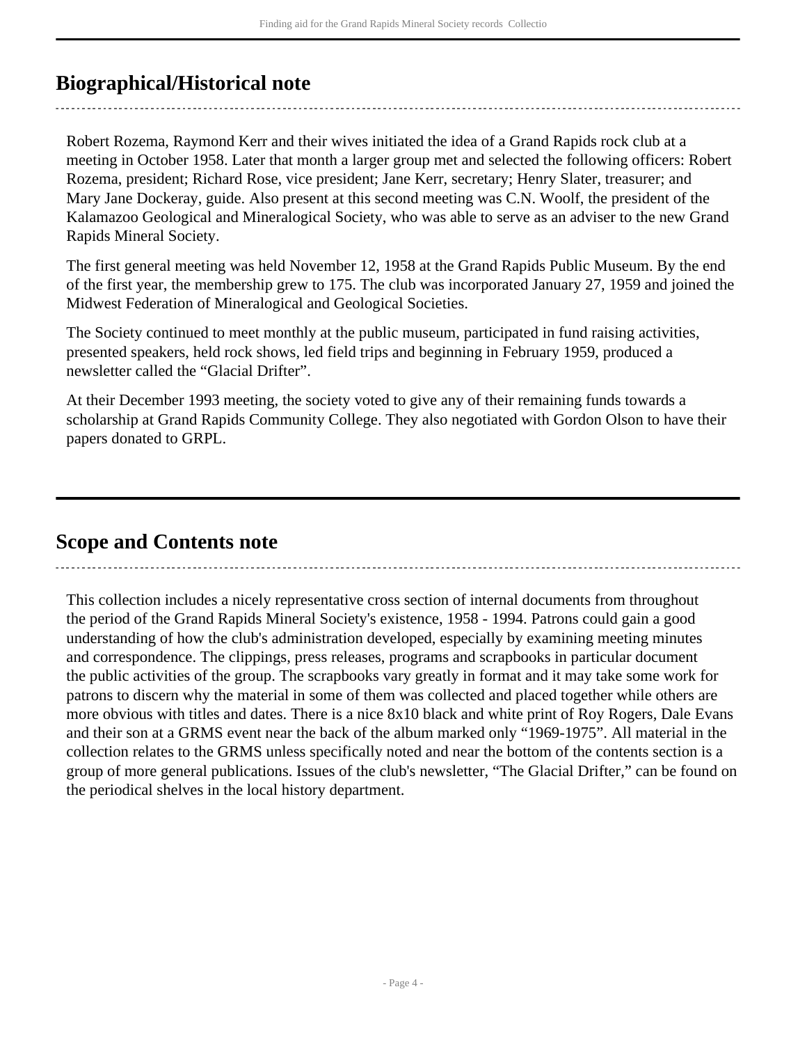## Biographical/Historical note

Robert Rozema, Raymond Kerr and their wives initiated the idea of a Grand Rapids rock club at a meeting in October 1958. Later that month a larger group met and selected the following officers: Robert Rozema, president; Richard Rose, vice president; Jane Kerr, secretary; Henry Slater, treasurer; and Mary Jane Dockeray, guide. Also present at this second meeting was C.N. Woolf, the president of the Kalamazoo Geological and Mineralogical Society, who was able to serve as an adviser to the new Grand Rapids Mineral Society.

The first general meeting was held November 12, 1958 at the Grand Rapids Public Museum. By the end of the first year, the membership grew to 175. The club was incorporated January 27, 1959 and joined the Midwest Federation of Mineralogical and Geological Societies.

The Society continued to meet monthly at the public museum, participated in fund raising activities, presented speakers, held rock shows, led field trips and beginning in February 1959, produced a newsletter called the “Glacial Drifter”.

At their December 1993 meeting, the society voted to give any of their remaining funds towards a scholarship at Grand Rapids Community College. They also negotiated with Gordon Olson to have their papers donated to GRPL.

## Scope and Contents note

This collection includes a nicely representative cross section of internal documents from throughout the period of the Grand Rapids Mineral Society's existence, 1958 - 1994. Patrons could gain a good understanding of how the club's administration developed, especially by examining meeting minutes and correspondence. The clippings, press releases, programs and scrapbooks in particular document the public activities of the group. The scrapbooks vary greatly in format and it may take some work for patrons to discern why the material in some of them was collected and placed together while others are more obvious with titles and dates. There is a nice 8x10 black and white print of Roy Rogers, Dale Evans and their son at a GRMS event near the back of the album marked only “1969-1975”. All material in the collection relates to the GRMS unless specifically noted and near the bottom of the contents section is a group of more general publications. Issues of the club's newsletter, “The Glacial Drifter,” can be found on the periodical shelves in the local history department.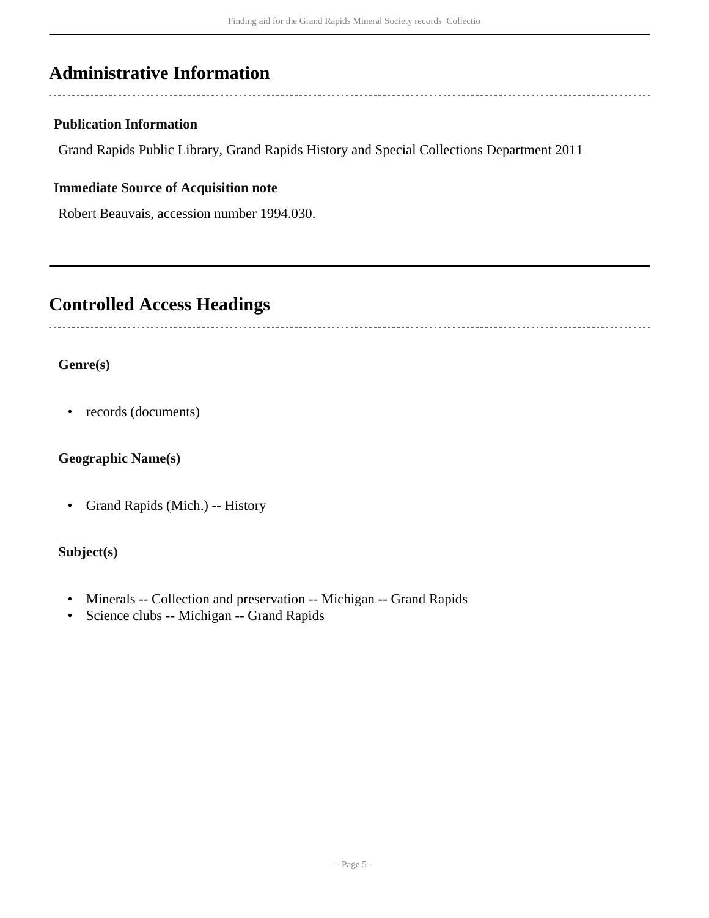## Administrative Information

### Publication Information

Grand Rapids Public Library, Grand Rapids History and Special Collections Department 2011

### Immediate Source of Acquisition note

Robert Beauvais, accession number 1994.030.

## Controlled Access Headings

### Genre(s)

- records (documents)

### Geographic Name(s)

- Grand Rapids (Mich.) -- History

### Subject(s)

- Minerals -- Collection and preservation -- Michigan -- Grand Rapids
- Science clubs -- Michigan -- Grand Rapids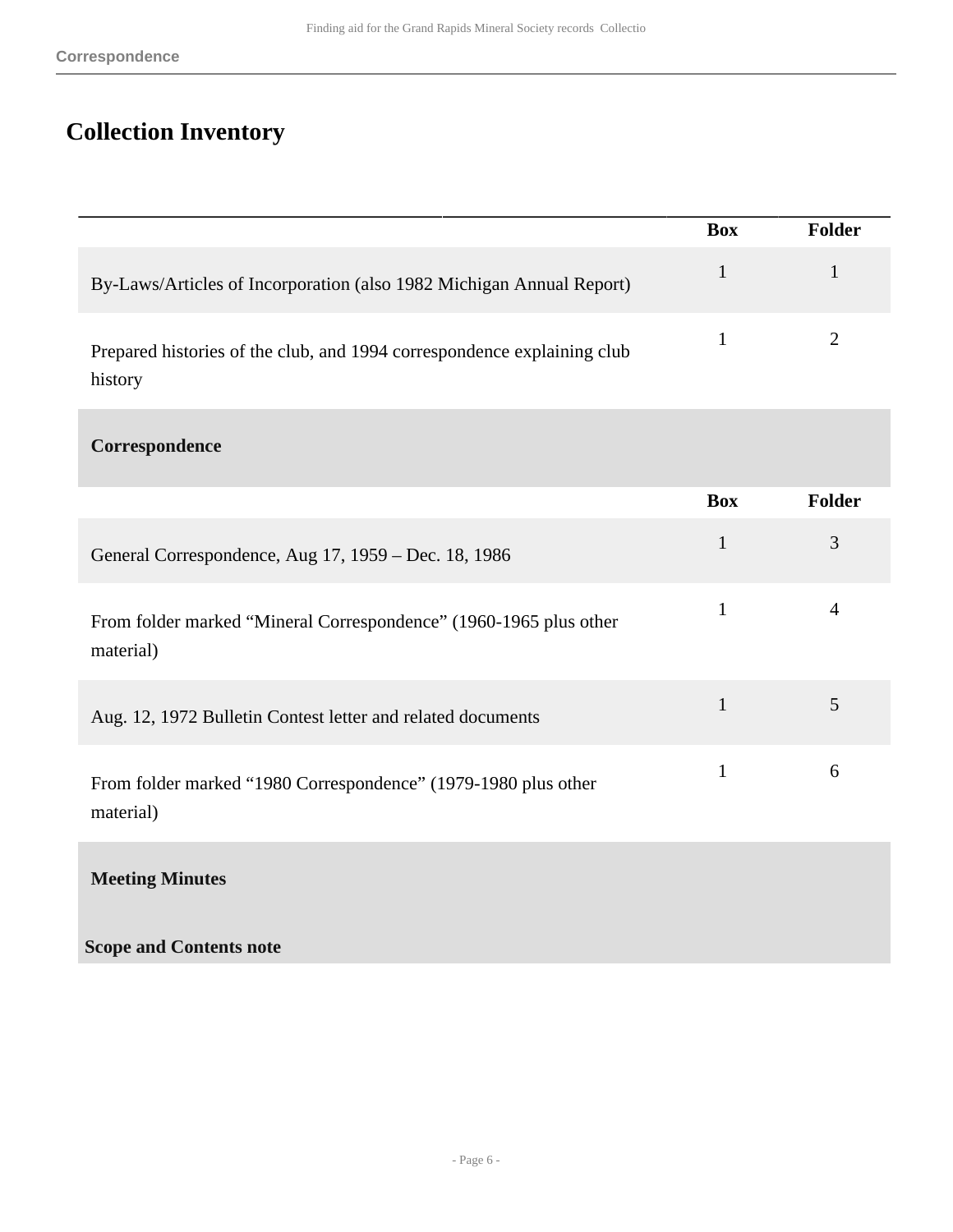# Collection Inventory

| | Box | Folder |
|---|---|---|
| By-Laws/Articles of Incorporation (also 1982 Michigan Annual Report) | 1 | 1 |
| Prepared histories of the club, and 1994 correspondence explaining club history | 1 | 2 |

## Correspondence

| | Box | Folder |
|---|---|---|
| General Correspondence, Aug 17, 1959 – Dec. 18, 1986 | 1 | 3 |
| From folder marked "Mineral Correspondence" (1960-1965 plus other material) | 1 | 4 |
| Aug. 12, 1972 Bulletin Contest letter and related documents | 1 | 5 |
| From folder marked "1980 Correspondence" (1979-1980 plus other material) | 1 | 6 |

## Meeting Minutes

**Scope and Contents note**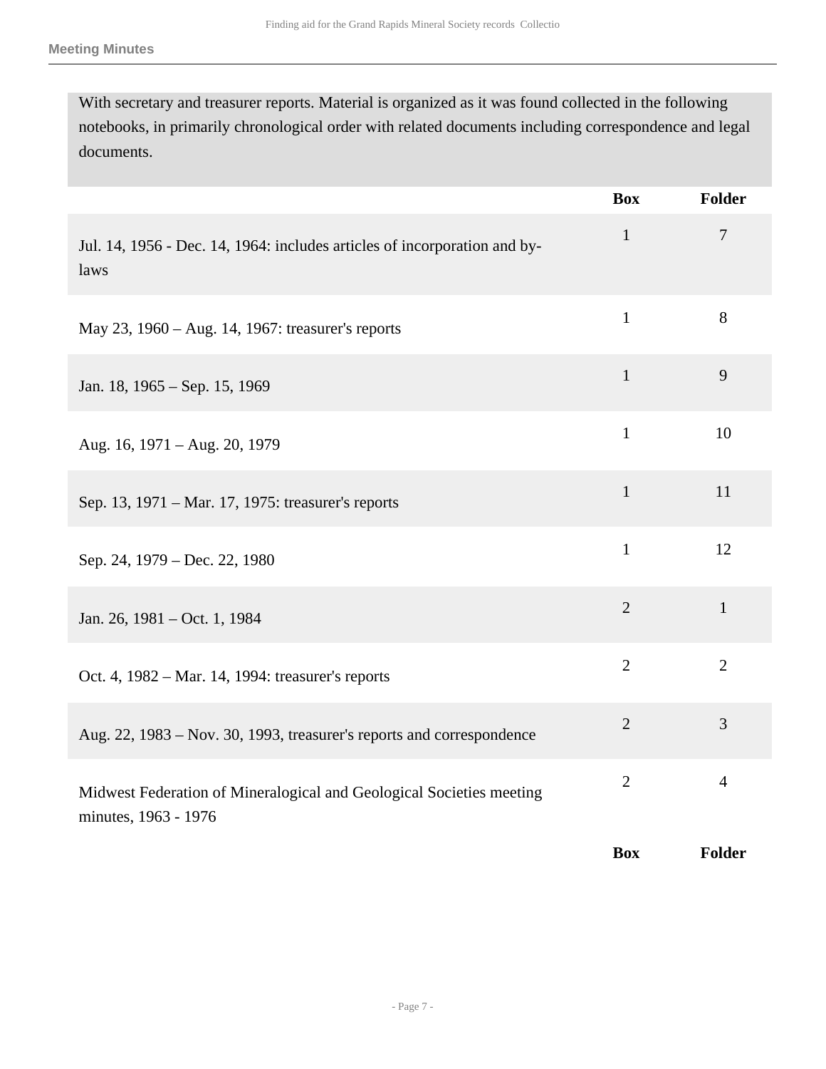## Meeting Minutes

With secretary and treasurer reports. Material is organized as it was found collected in the following notebooks, in primarily chronological order with related documents including correspondence and legal documents.

| | Box | Folder |
|---|---|---|
| Jul. 14, 1956 - Dec. 14, 1964: includes articles of incorporation and by-laws | 1 | 7 |
| May 23, 1960 – Aug. 14, 1967: treasurer's reports | 1 | 8 |
| Jan. 18, 1965 – Sep. 15, 1969 | 1 | 9 |
| Aug. 16, 1971 – Aug. 20, 1979 | 1 | 10 |
| Sep. 13, 1971 – Mar. 17, 1975: treasurer's reports | 1 | 11 |
| Sep. 24, 1979 – Dec. 22, 1980 | 1 | 12 |
| Jan. 26, 1981 – Oct. 1, 1984 | 2 | 1 |
| Oct. 4, 1982 – Mar. 14, 1994: treasurer's reports | 2 | 2 |
| Aug. 22, 1983 – Nov. 30, 1993, treasurer's reports and correspondence | 2 | 3 |
| Midwest Federation of Mineralogical and Geological Societies meeting minutes, 1963 - 1976 | 2 | 4 |

| | Box | Folder |
|---|---|---|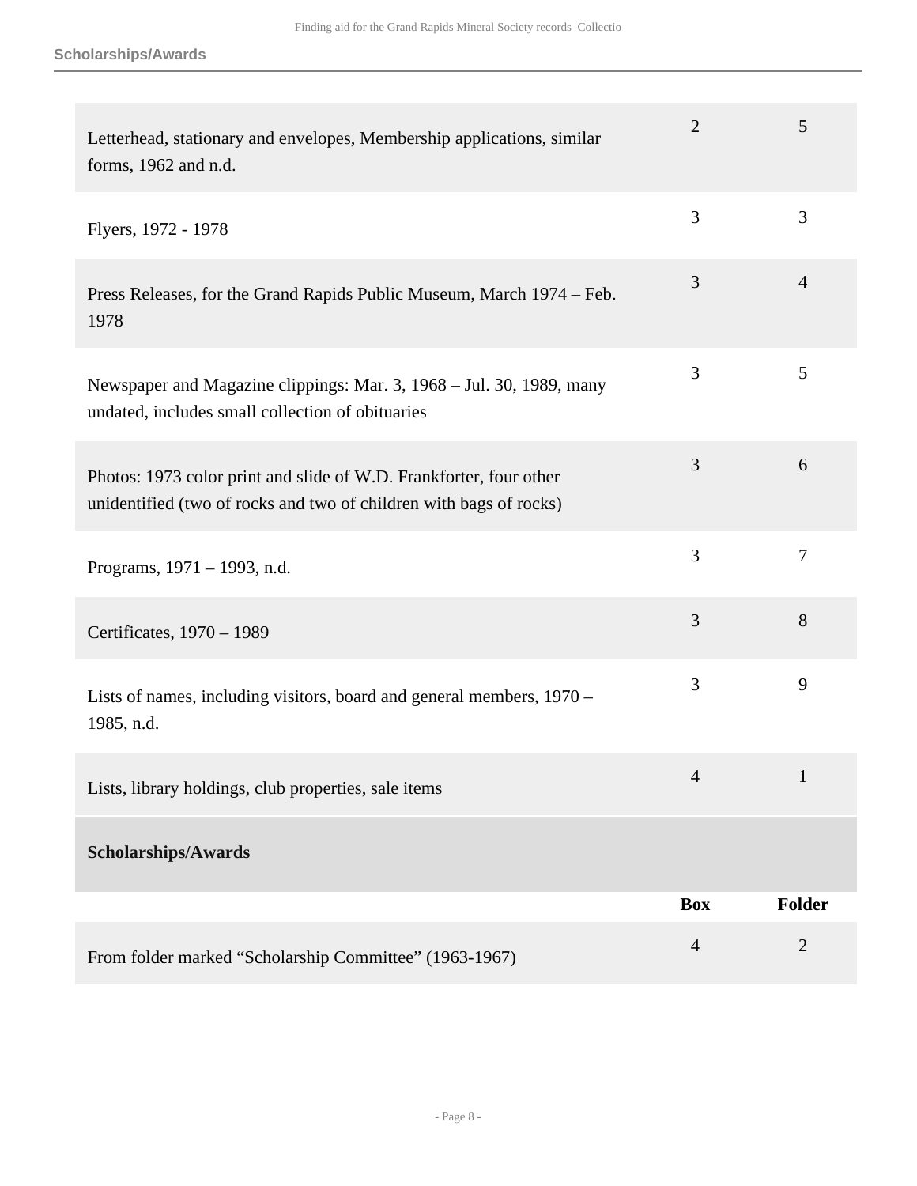| | | |
|---|---|---|
| Letterhead, stationary and envelopes, Membership applications, similar forms, 1962 and n.d. | 2 | 5 |
| Flyers, 1972 - 1978 | 3 | 3 |
| Press Releases, for the Grand Rapids Public Museum, March 1974 – Feb. 1978 | 3 | 4 |
| Newspaper and Magazine clippings: Mar. 3, 1968 – Jul. 30, 1989, many undated, includes small collection of obituaries | 3 | 5 |
| Photos: 1973 color print and slide of W.D. Frankforter, four other unidentified (two of rocks and two of children with bags of rocks) | 3 | 6 |
| Programs, 1971 – 1993, n.d. | 3 | 7 |
| Certificates, 1970 – 1989 | 3 | 8 |
| Lists of names, including visitors, board and general members, 1970 – 1985, n.d. | 3 | 9 |
| Lists, library holdings, club properties, sale items | 4 | 1 |

### Scholarships/Awards

| | Box | Folder |
|---|---|---|
| From folder marked “Scholarship Committee” (1963-1967) | 4 | 2 |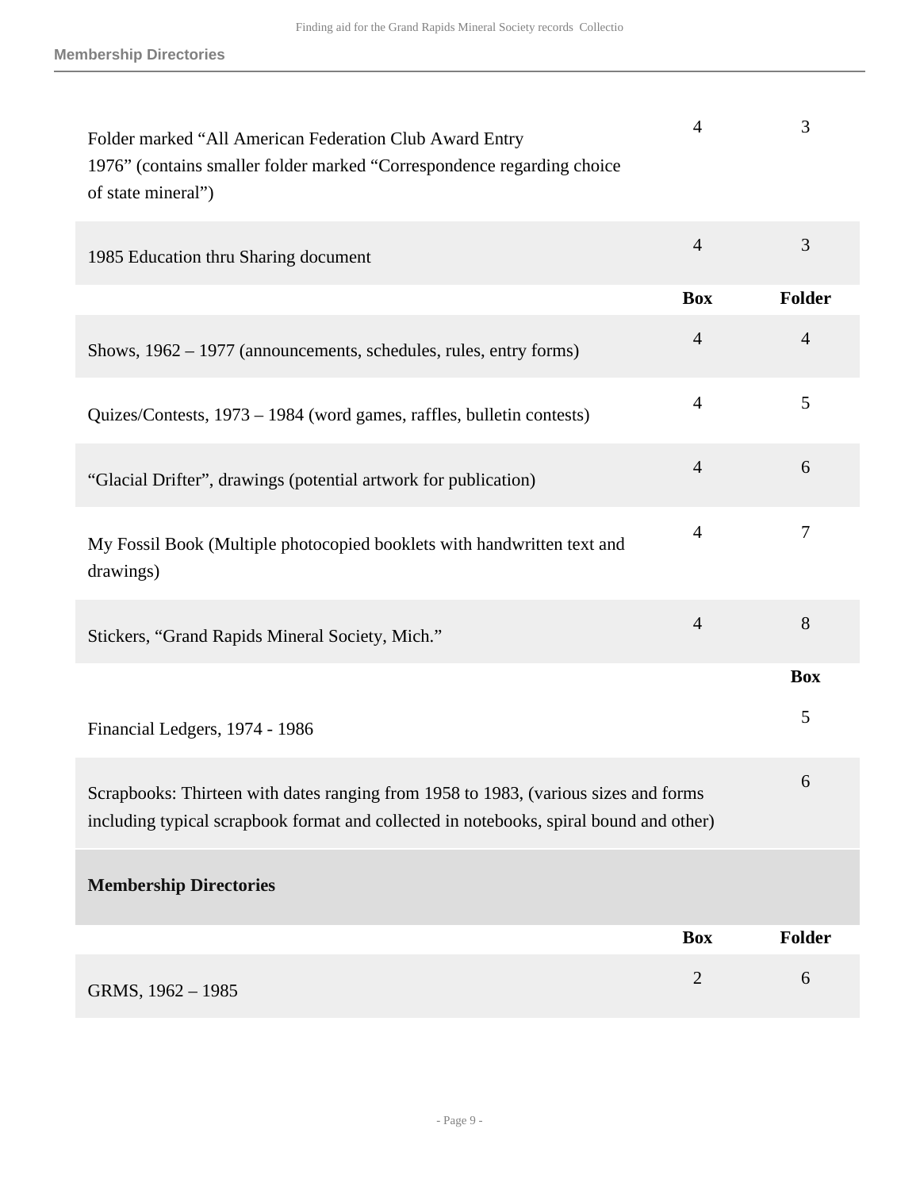| | Box | Folder |
|---|---|---|
| Folder marked “All American Federation Club Award Entry 1976” (contains smaller folder marked “Correspondence regarding choice of state mineral”) | 4 | 3 |
| 1985 Education thru Sharing document | 4 | 3 |

| | Box | Folder |
|---|---|---|
| Shows, 1962 – 1977 (announcements, schedules, rules, entry forms) | 4 | 4 |
| Quizes/Contests, 1973 – 1984 (word games, raffles, bulletin contests) | 4 | 5 |
| “Glacial Drifter”, drawings (potential artwork for publication) | 4 | 6 |
| My Fossil Book (Multiple photocopied booklets with handwritten text and drawings) | 4 | 7 |
| Stickers, “Grand Rapids Mineral Society, Mich.” | 4 | 8 |

| | Box |
|---|---|
| Financial Ledgers, 1974 - 1986 | 5 |
| Scrapbooks: Thirteen with dates ranging from 1958 to 1983, (various sizes and forms including typical scrapbook format and collected in notebooks, spiral bound and other) | 6 |

## Membership Directories

| | Box | Folder |
|---|---|---|
| GRMS, 1962 – 1985 | 2 | 6 |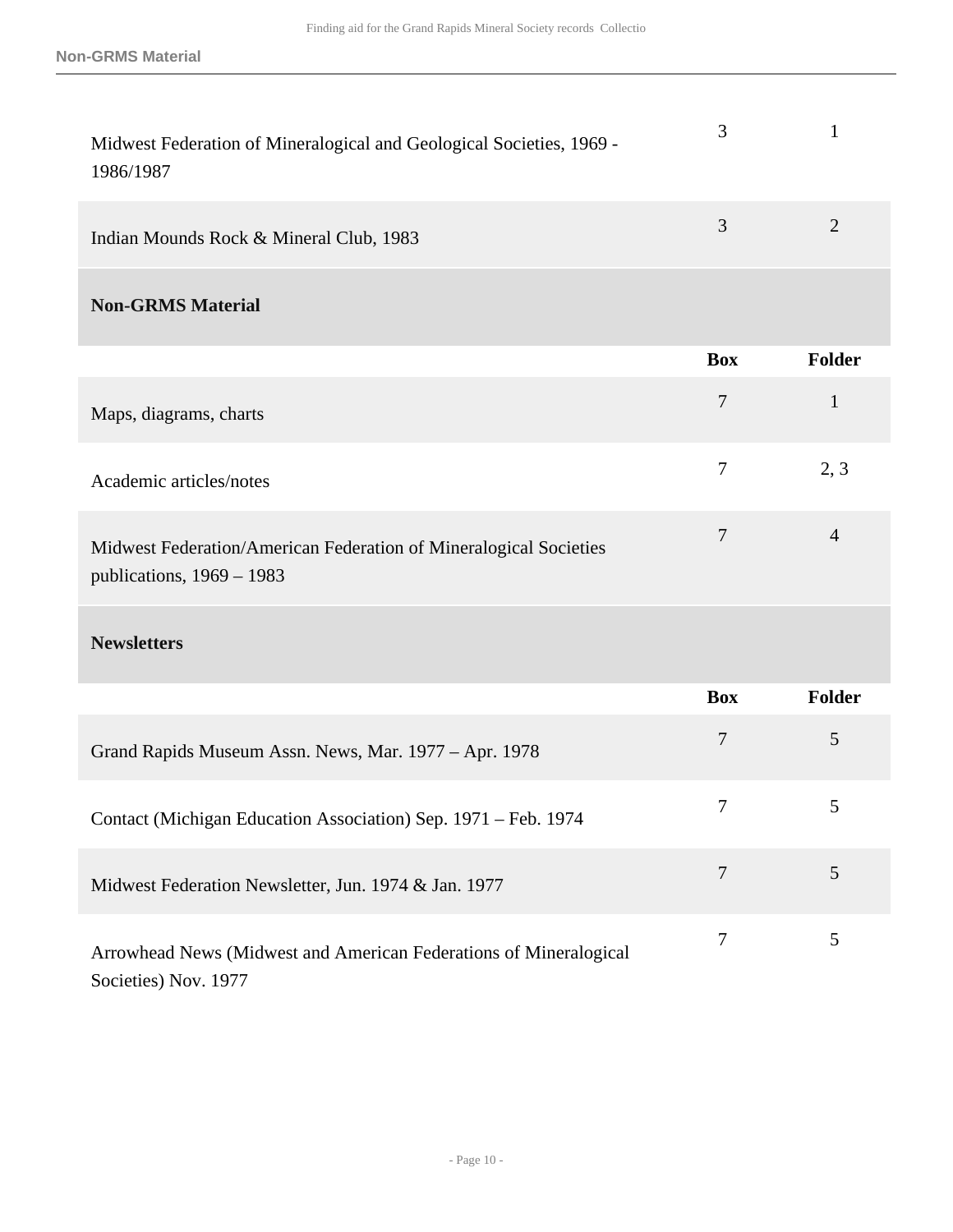| | Box | Folder |
|---|---|---|
| Midwest Federation of Mineralogical and Geological Societies, 1969 - 1986/1987 | 3 | 1 |
| Indian Mounds Rock & Mineral Club, 1983 | 3 | 2 |

## Non-GRMS Material

| | Box | Folder |
|---|---|---|
| Maps, diagrams, charts | 7 | 1 |
| Academic articles/notes | 7 | 2, 3 |
| Midwest Federation/American Federation of Mineralogical Societies publications, 1969 – 1983 | 7 | 4 |

## Newsletters

| | Box | Folder |
|---|---|---|
| Grand Rapids Museum Assn. News, Mar. 1977 – Apr. 1978 | 7 | 5 |
| Contact (Michigan Education Association) Sep. 1971 – Feb. 1974 | 7 | 5 |
| Midwest Federation Newsletter, Jun. 1974 & Jan. 1977 | 7 | 5 |
| Arrowhead News (Midwest and American Federations of Mineralogical Societies) Nov. 1977 | 7 | 5 |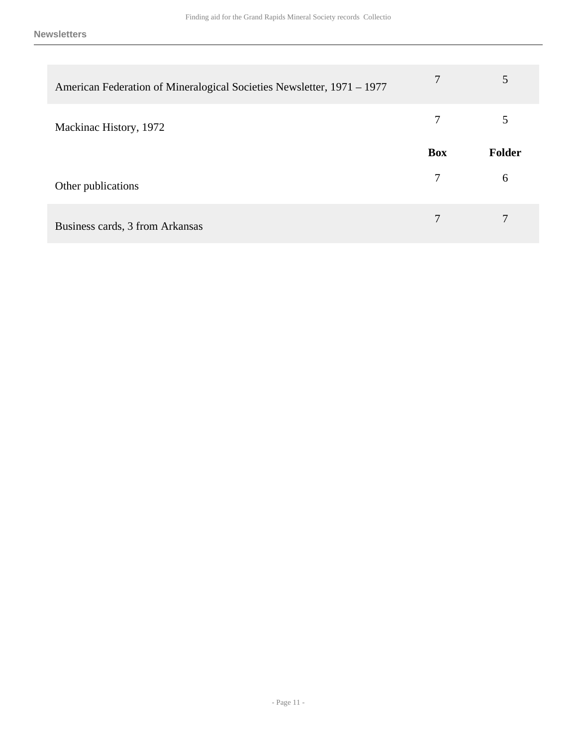## Newsletters

| | Box | Folder |
|---|---|---|
| American Federation of Mineralogical Societies Newsletter, 1971 – 1977 | 7 | 5 |
| Mackinac History, 1972 | 7 | 5 |

| | Box | Folder |
|---|---|---|
| Other publications | 7 | 6 |
| Business cards, 3 from Arkansas | 7 | 7 |